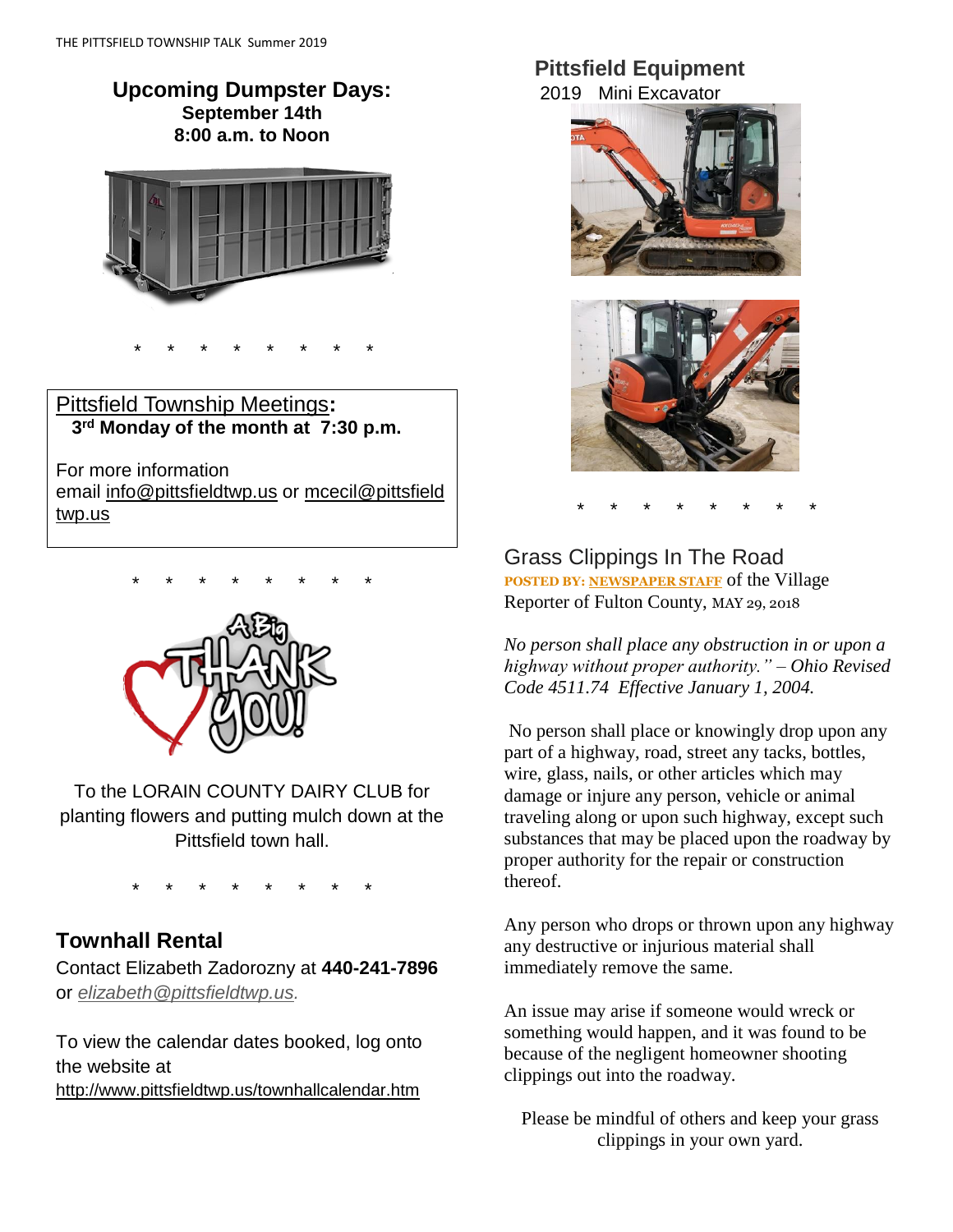## Upcoming Dumpster Days:

**September 14th**
**8:00 a.m. to Noon**

\* \* \* \* \* \* \* \*

### Pittsfield Township Meetings:

**3rd Monday of the month at 7:30 p.m.**

For more information
email info@pittsfieldtwp.us or mcecil@pittsfieldtwp.us

\* \* \* \* \* \* \* \*

To the LORAIN COUNTY DAIRY CLUB for planting flowers and putting mulch down at the Pittsfield town hall.

\* \* \* \* \* \* \* \*

## Townhall Rental

Contact Elizabeth Zadorozny at **440-241-7896** or *elizabeth@pittsfieldtwp.us.*

To view the calendar dates booked, log onto the website at
http://www.pittsfieldtwp.us/townhallcalendar.htm

## Pittsfield Equipment

2019 Mini Excavator

\* \* \* \* \* \* \* \*

## Grass Clippings In The Road

**POSTED BY: NEWSPAPER STAFF** of the Village Reporter of Fulton County, MAY 29, 2018

*No person shall place any obstruction in or upon a highway without proper authority." – Ohio Revised Code 4511.74 Effective January 1, 2004.*

No person shall place or knowingly drop upon any part of a highway, road, street any tacks, bottles, wire, glass, nails, or other articles which may damage or injure any person, vehicle or animal traveling along or upon such highway, except such substances that may be placed upon the roadway by proper authority for the repair or construction thereof.

Any person who drops or thrown upon any highway any destructive or injurious material shall immediately remove the same.

An issue may arise if someone would wreck or something would happen, and it was found to be because of the negligent homeowner shooting clippings out into the roadway.

Please be mindful of others and keep your grass clippings in your own yard.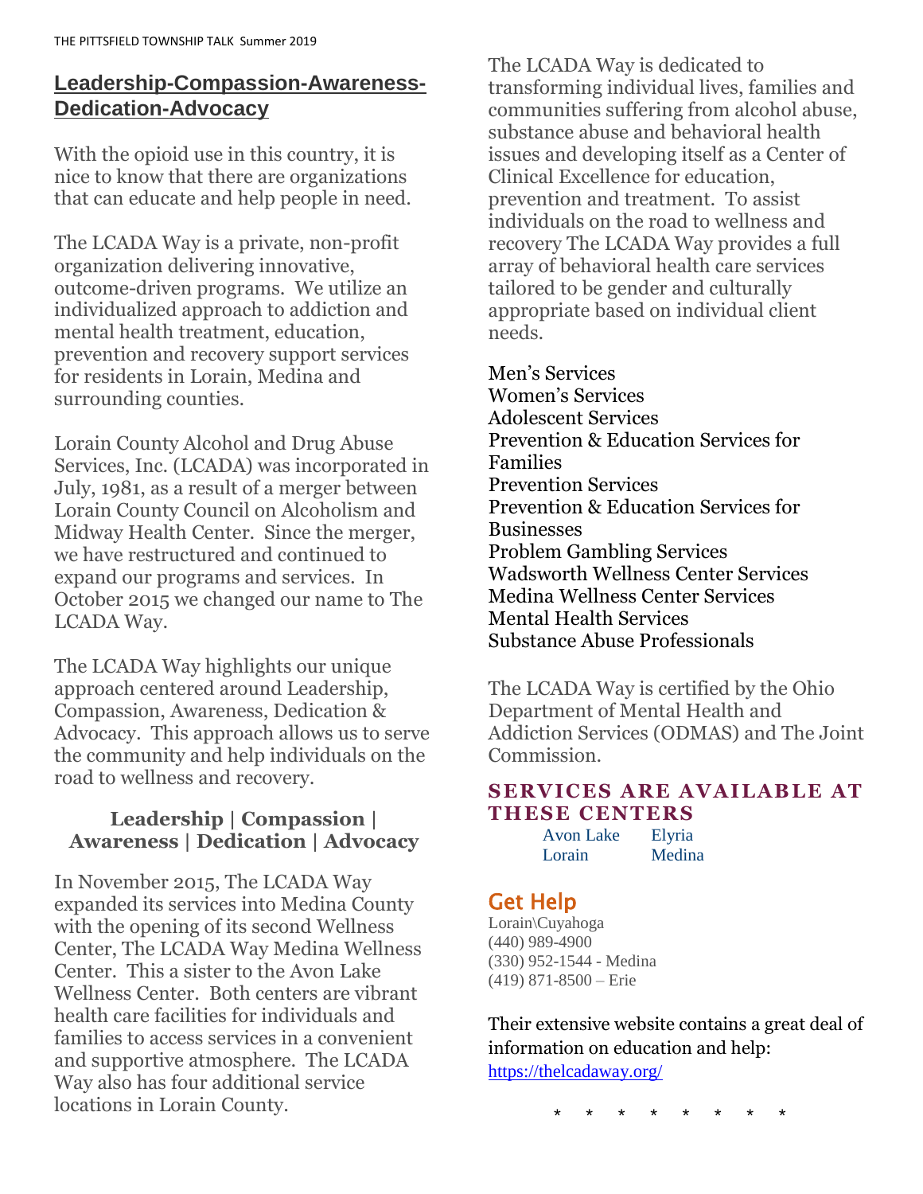## Leadership-Compassion-Awareness-Dedication-Advocacy

With the opioid use in this country, it is nice to know that there are organizations that can educate and help people in need.

The LCADA Way is a private, non-profit organization delivering innovative, outcome-driven programs. We utilize an individualized approach to addiction and mental health treatment, education, prevention and recovery support services for residents in Lorain, Medina and surrounding counties.

Lorain County Alcohol and Drug Abuse Services, Inc. (LCADA) was incorporated in July, 1981, as a result of a merger between Lorain County Council on Alcoholism and Midway Health Center. Since the merger, we have restructured and continued to expand our programs and services. In October 2015 we changed our name to The LCADA Way.

The LCADA Way highlights our unique approach centered around Leadership, Compassion, Awareness, Dedication & Advocacy. This approach allows us to serve the community and help individuals on the road to wellness and recovery.

**Leadership | Compassion | Awareness | Dedication | Advocacy**

In November 2015, The LCADA Way expanded its services into Medina County with the opening of its second Wellness Center, The LCADA Way Medina Wellness Center. This a sister to the Avon Lake Wellness Center. Both centers are vibrant health care facilities for individuals and families to access services in a convenient and supportive atmosphere. The LCADA Way also has four additional service locations in Lorain County.

The LCADA Way is dedicated to transforming individual lives, families and communities suffering from alcohol abuse, substance abuse and behavioral health issues and developing itself as a Center of Clinical Excellence for education, prevention and treatment. To assist individuals on the road to wellness and recovery The LCADA Way provides a full array of behavioral health care services tailored to be gender and culturally appropriate based on individual client needs.

Men's Services
Women's Services
Adolescent Services
Prevention & Education Services for Families
Prevention Services
Prevention & Education Services for Businesses
Problem Gambling Services
Wadsworth Wellness Center Services
Medina Wellness Center Services
Mental Health Services
Substance Abuse Professionals

The LCADA Way is certified by the Ohio Department of Mental Health and Addiction Services (ODMAS) and The Joint Commission.

### SERVICES ARE AVAILABLE AT THESE CENTERS

Avon Lake  
Elyria  
Lorain  
Medina

### Get Help

Lorain\Cuyahoga  
(440) 989-4900  
(330) 952-1544 - Medina  
(419) 871-8500 – Erie

Their extensive website contains a great deal of information on education and help:  
https://thelcadaway.org/

* * * * * * * *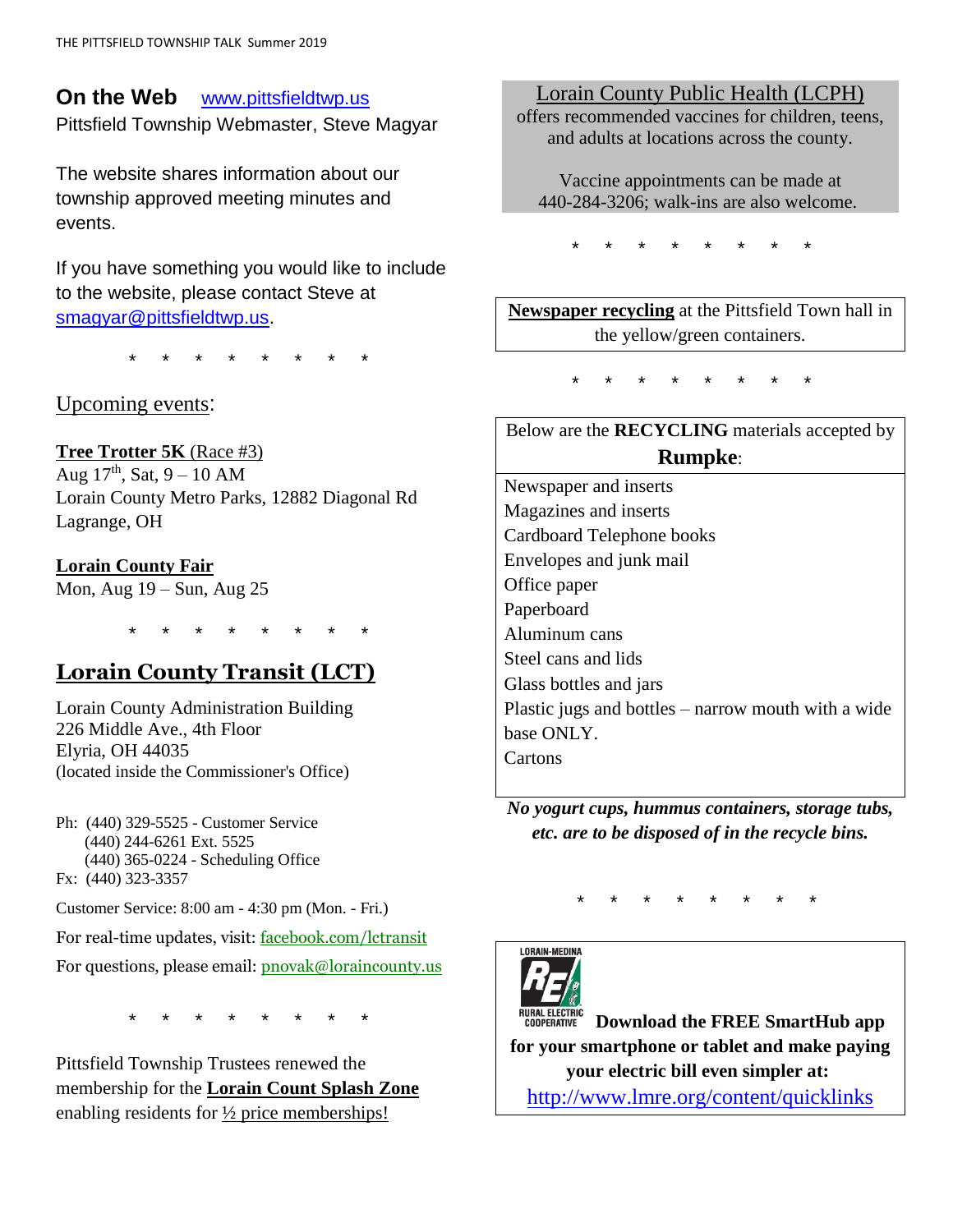## On the Web www.pittsfieldtwp.us

Pittsfield Township Webmaster, Steve Magyar

The website shares information about our township approved meeting minutes and events.

If you have something you would like to include to the website, please contact Steve at smagyar@pittsfieldtwp.us.

\* \* \* \* \* \* \* \*

### Upcoming events:

**Tree Trotter 5K** (Race #3)
Aug 17th, Sat, 9 – 10 AM
Lorain County Metro Parks, 12882 Diagonal Rd
Lagrange, OH

**Lorain County Fair**
Mon, Aug 19 – Sun, Aug 25

\* \* \* \* \* \* \* \*

## Lorain County Transit (LCT)

Lorain County Administration Building
226 Middle Ave., 4th Floor
Elyria, OH 44035
(located inside the Commissioner's Office)

Ph: (440) 329-5525 - Customer Service
(440) 244-6261 Ext. 5525
(440) 365-0224 - Scheduling Office
Fx: (440) 323-3357

Customer Service: 8:00 am - 4:30 pm (Mon. - Fri.)

For real-time updates, visit: facebook.com/lctransit

For questions, please email: pnovak@loraincounty.us

\* \* \* \* \* \* \* \*

Pittsfield Township Trustees renewed the membership for the **Lorain Count Splash Zone** enabling residents for ½ price memberships!

Lorain County Public Health (LCPH)
offers recommended vaccines for children, teens, and adults at locations across the county.

Vaccine appointments can be made at 440-284-3206; walk-ins are also welcome.

\* \* \* \* \* \* \* \*

**Newspaper recycling** at the Pittsfield Town hall in the yellow/green containers.

\* \* \* \* \* \* \* \*

Below are the **RECYCLING** materials accepted by **Rumpke**:

- Newspaper and inserts
- Magazines and inserts
- Cardboard Telephone books
- Envelopes and junk mail
- Office paper
- Paperboard
- Aluminum cans
- Steel cans and lids
- Glass bottles and jars
- Plastic jugs and bottles – narrow mouth with a wide base ONLY.
- Cartons

***No yogurt cups, hummus containers, storage tubs, etc. are to be disposed of in the recycle bins.***

\* \* \* \* \* \* \* \*

LORAIN-MEDINA RURAL ELECTRIC COOPERATIVE

**Download the FREE SmartHub app for your smartphone or tablet and make paying your electric bill even simpler at:**

http://www.lmre.org/content/quicklinks